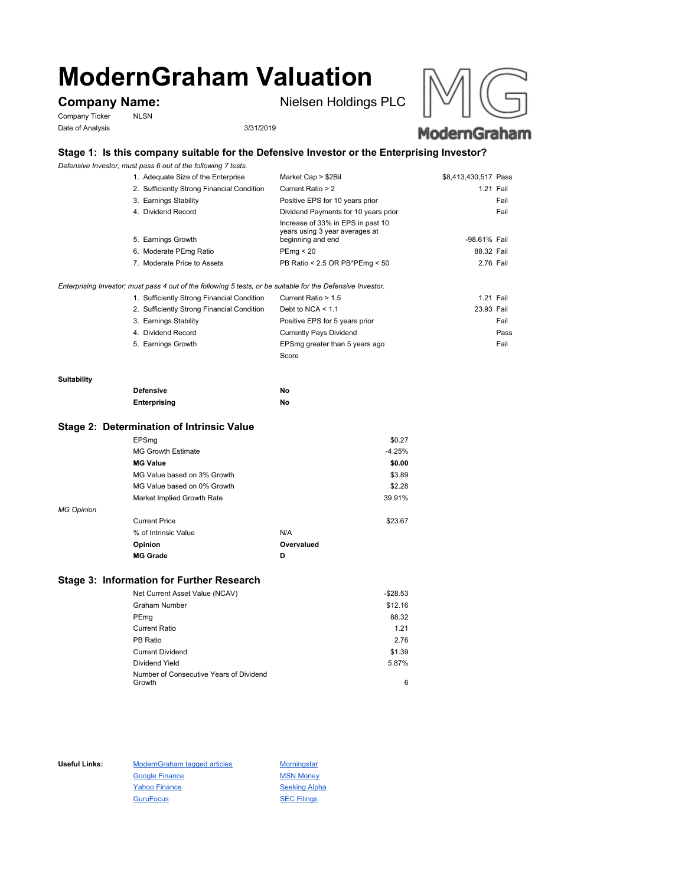# ModernGraham Valuation

**Company Name:** Nielsen Holdings PLC

Company Ticker: NLSN

Date of Analysis: 3/31/2019

## Stage 1: Is this company suitable for the Defensive Investor or the Enterprising Investor?

*Defensive Investor; must pass 6 out of the following 7 tests.*

| Test | Criterion | Value | Result |
|---|---|---|---|
| 1. Adequate Size of the Enterprise | Market Cap > $2Bil | $8,413,430,517 | Pass |
| 2. Sufficiently Strong Financial Condition | Current Ratio > 2 | 1.21 | Fail |
| 3. Earnings Stability | Positive EPS for 10 years prior | | Fail |
| 4. Dividend Record | Dividend Payments for 10 years prior | | Fail |
| 5. Earnings Growth | Increase of 33% in EPS in past 10 years using 3 year averages at beginning and end | -98.61% | Fail |
| 6. Moderate PEmg Ratio | PEmg < 20 | 88.32 | Fail |
| 7. Moderate Price to Assets | PB Ratio < 2.5 OR PB*PEmg < 50 | 2.76 | Fail |

*Enterprising Investor; must pass 4 out of the following 5 tests, or be suitable for the Defensive Investor.*

| Test | Criterion | Value | Result |
|---|---|---|---|
| 1. Sufficiently Strong Financial Condition | Current Ratio > 1.5 | 1.21 | Fail |
| 2. Sufficiently Strong Financial Condition | Debt to NCA < 1.1 | 23.93 | Fail |
| 3. Earnings Stability | Positive EPS for 5 years prior | | Fail |
| 4. Dividend Record | Currently Pays Dividend | | Pass |
| 5. Earnings Growth | EPSmg greater than 5 years ago | | Fail |
| | Score | | |

**Suitability**

| | |
|---|---|
| **Defensive** | **No** |
| **Enterprising** | **No** |

## Stage 2: Determination of Intrinsic Value

| | |
|---|---|
| EPSmg | $0.27 |
| MG Growth Estimate | -4.25% |
| **MG Value** | **$0.00** |
| MG Value based on 3% Growth | $3.89 |
| MG Value based on 0% Growth | $2.28 |
| Market Implied Growth Rate | 39.91% |

*MG Opinion*

| | |
|---|---|
| Current Price | $23.67 |
| % of Intrinsic Value | N/A |
| **Opinion** | **Overvalued** |
| **MG Grade** | **D** |

## Stage 3: Information for Further Research

| | |
|---|---|
| Net Current Asset Value (NCAV) | -$28.53 |
| Graham Number | $12.16 |
| PEmg | 88.32 |
| Current Ratio | 1.21 |
| PB Ratio | 2.76 |
| Current Dividend | $1.39 |
| Dividend Yield | 5.87% |
| Number of Consecutive Years of Dividend Growth | 6 |

**Useful Links:**

- ModernGraham tagged articles
- Google Finance
- Yahoo Finance
- GuruFocus
- Morningstar
- MSN Money
- Seeking Alpha
- SEC Filings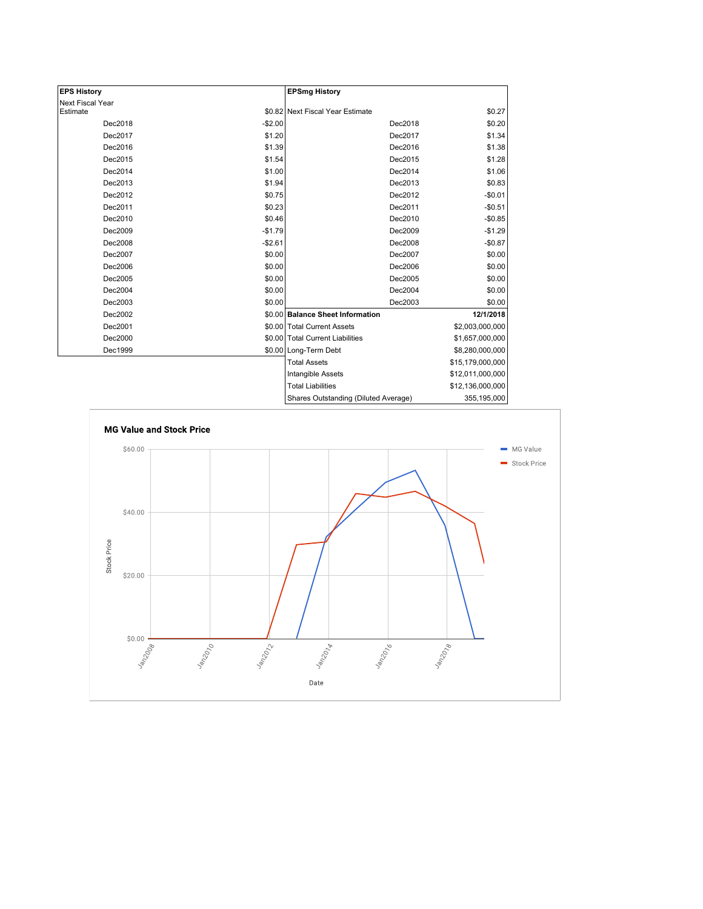| EPS History | |
|---|---|
| Next Fiscal Year Estimate | $0.82 |
| Dec2018 | -$2.00 |
| Dec2017 | $1.20 |
| Dec2016 | $1.39 |
| Dec2015 | $1.54 |
| Dec2014 | $1.00 |
| Dec2013 | $1.94 |
| Dec2012 | $0.75 |
| Dec2011 | $0.23 |
| Dec2010 | $0.46 |
| Dec2009 | -$1.79 |
| Dec2008 | -$2.61 |
| Dec2007 | $0.00 |
| Dec2006 | $0.00 |
| Dec2005 | $0.00 |
| Dec2004 | $0.00 |
| Dec2003 | $0.00 |
| Dec2002 | $0.00 |
| Dec2001 | $0.00 |
| Dec2000 | $0.00 |
| Dec1999 | $0.00 |

| EPSmg History | |
|---|---|
| Next Fiscal Year Estimate | $0.27 |
| Dec2018 | $0.20 |
| Dec2017 | $1.34 |
| Dec2016 | $1.38 |
| Dec2015 | $1.28 |
| Dec2014 | $1.06 |
| Dec2013 | $0.83 |
| Dec2012 | -$0.01 |
| Dec2011 | -$0.51 |
| Dec2010 | -$0.85 |
| Dec2009 | -$1.29 |
| Dec2008 | -$0.87 |
| Dec2007 | $0.00 |
| Dec2006 | $0.00 |
| Dec2005 | $0.00 |
| Dec2004 | $0.00 |
| Dec2003 | $0.00 |

| Balance Sheet Information | 12/1/2018 |
|---|---|
| Total Current Assets | $2,003,000,000 |
| Total Current Liabilities | $1,657,000,000 |
| Long-Term Debt | $8,280,000,000 |
| Total Assets | $15,179,000,000 |
| Intangible Assets | $12,011,000,000 |
| Total Liabilities | $12,136,000,000 |
| Shares Outstanding (Diluted Average) | 355,195,000 |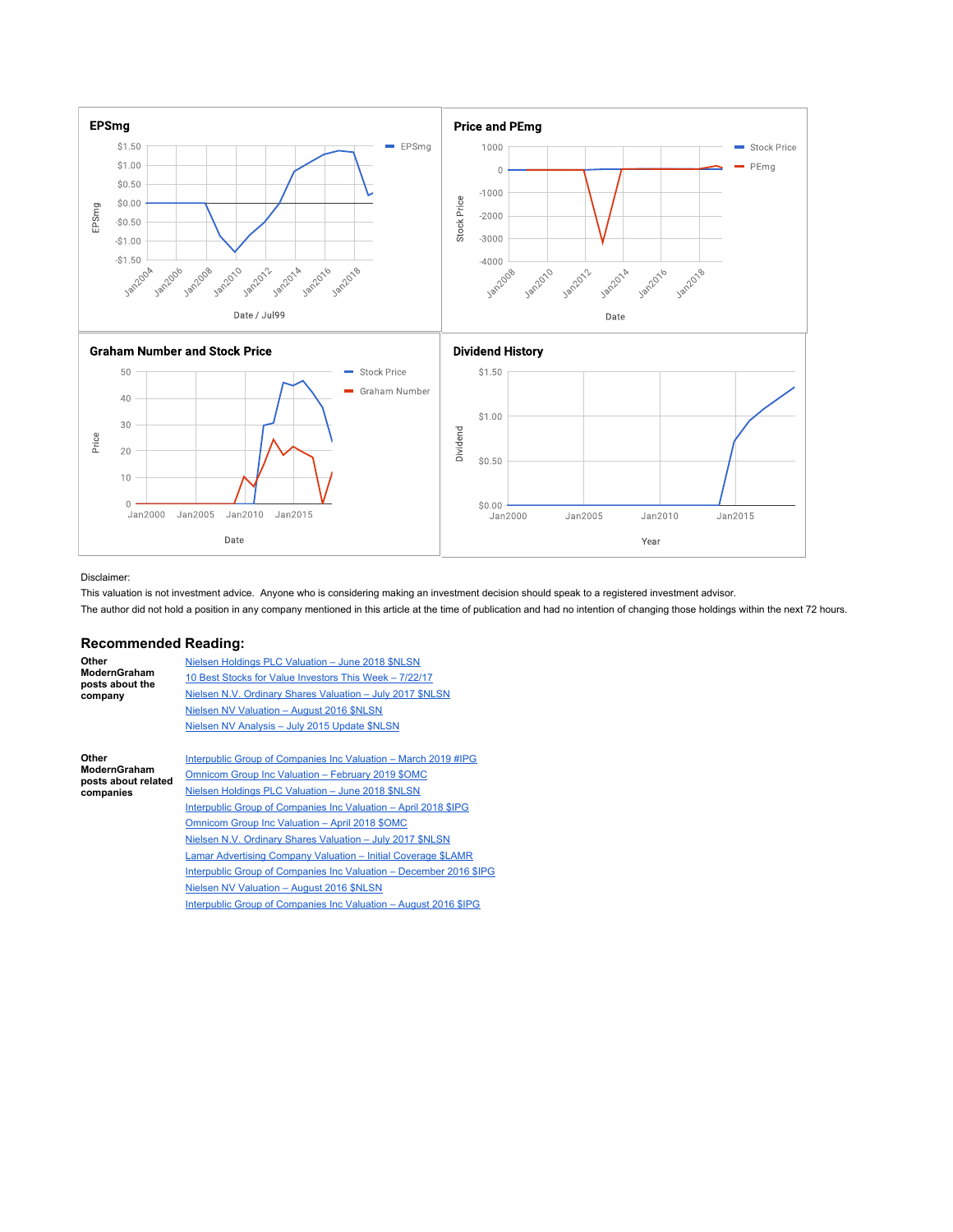EPSmg

$1.50
$1.00
$0.50
$0.00
-$0.50
-$1.00
-$1.50

EPSmg

Jan2004 Jan2006 Jan2008 Jan2010 Jan2012 Jan2014 Jan2016 Jan2018

Date / Jul99

EPSmg

Price and PEmg

1000
0
-1000
-2000
-3000
-4000

Stock Price

Jan2008 Jan2010 Jan2012 Jan2014 Jan2016 Jan2018

Date

Stock Price
PEmg

Graham Number and Stock Price

50
40
30
20
10
0

Price

Jan2000 Jan2005 Jan2010 Jan2015

Date

Stock Price
Graham Number

Dividend History

$1.50
$1.00
$0.50
$0.00

Dividend

Jan2000 Jan2005 Jan2010 Jan2015

Year

Disclaimer:

This valuation is not investment advice. Anyone who is considering making an investment decision should speak to a registered investment advisor.

The author did not hold a position in any company mentioned in this article at the time of publication and had no intention of changing those holdings within the next 72 hours.

## Recommended Reading:

| | |
|---|---|
| **Other ModernGraham posts about the company** | Nielsen Holdings PLC Valuation – June 2018 $NLSN<br>10 Best Stocks for Value Investors This Week – 7/22/17<br>Nielsen N.V. Ordinary Shares Valuation – July 2017 $NLSN<br>Nielsen NV Valuation – August 2016 $NLSN<br>Nielsen NV Analysis – July 2015 Update $NLSN |
| **Other ModernGraham posts about related companies** | Interpublic Group of Companies Inc Valuation – March 2019 #IPG<br>Omnicom Group Inc Valuation – February 2019 $OMC<br>Nielsen Holdings PLC Valuation – June 2018 $NLSN<br>Interpublic Group of Companies Inc Valuation – April 2018 $IPG<br>Omnicom Group Inc Valuation – April 2018 $OMC<br>Nielsen N.V. Ordinary Shares Valuation – July 2017 $NLSN<br>Lamar Advertising Company Valuation – Initial Coverage $LAMR<br>Interpublic Group of Companies Inc Valuation – December 2016 $IPG<br>Nielsen NV Valuation – August 2016 $NLSN<br>Interpublic Group of Companies Inc Valuation – August 2016 $IPG |